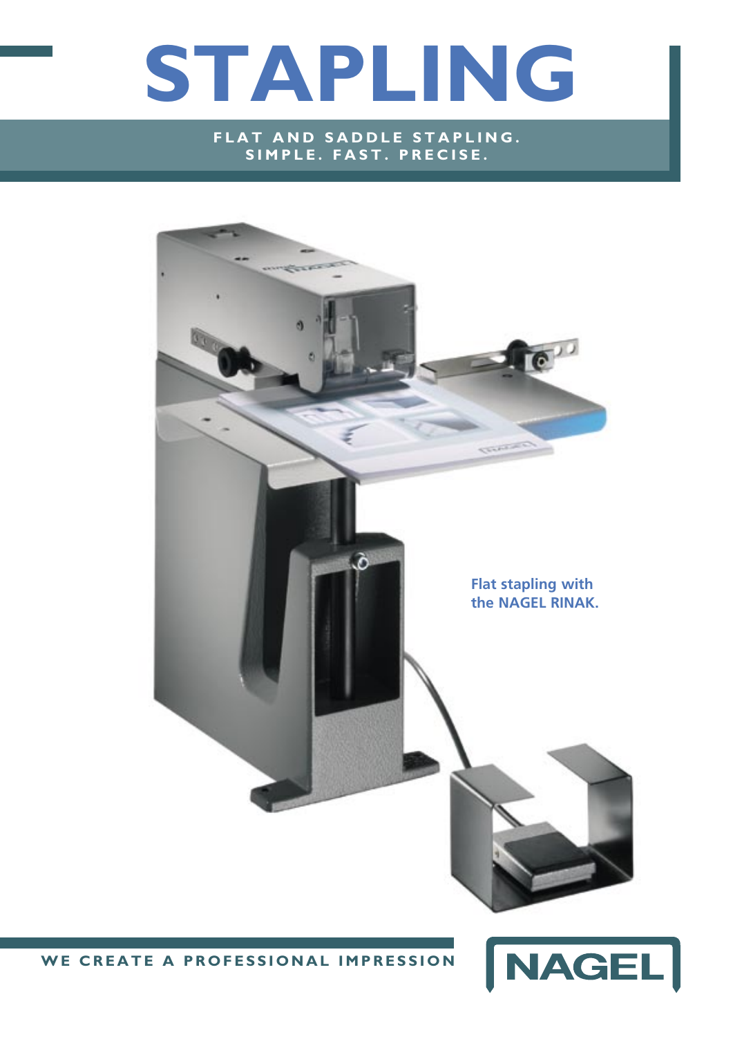# STAPLING

**FLAT AND SADDLE STAPLING.
SIMPLE. FAST. PRECISE.**

Flat stapling with the NAGEL RINAK.

WE CREATE A PROFESSIONAL IMPRESSION

NAGEL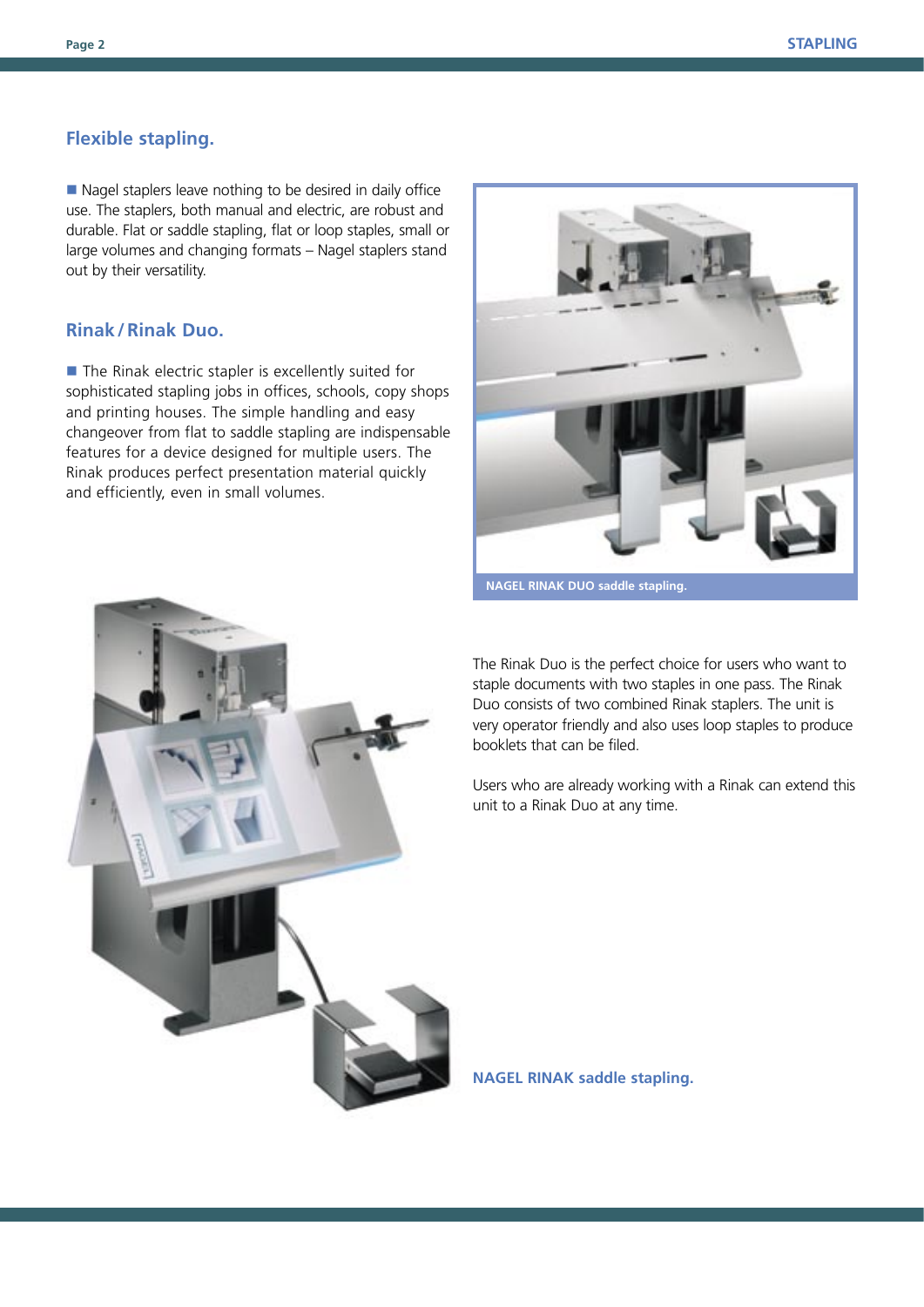## Flexible stapling.

■ Nagel staplers leave nothing to be desired in daily office use. The staplers, both manual and electric, are robust and durable. Flat or saddle stapling, flat or loop staples, small or large volumes and changing formats – Nagel staplers stand out by their versatility.

## Rinak / Rinak Duo.

■ The Rinak electric stapler is excellently suited for sophisticated stapling jobs in offices, schools, copy shops and printing houses. The simple handling and easy changeover from flat to saddle stapling are indispensable features for a device designed for multiple users. The Rinak produces perfect presentation material quickly and efficiently, even in small volumes.

**NAGEL RINAK DUO saddle stapling.**

The Rinak Duo is the perfect choice for users who want to staple documents with two staples in one pass. The Rinak Duo consists of two combined Rinak staplers. The unit is very operator friendly and also uses loop staples to produce booklets that can be filed.

Users who are already working with a Rinak can extend this unit to a Rinak Duo at any time.

**NAGEL RINAK saddle stapling.**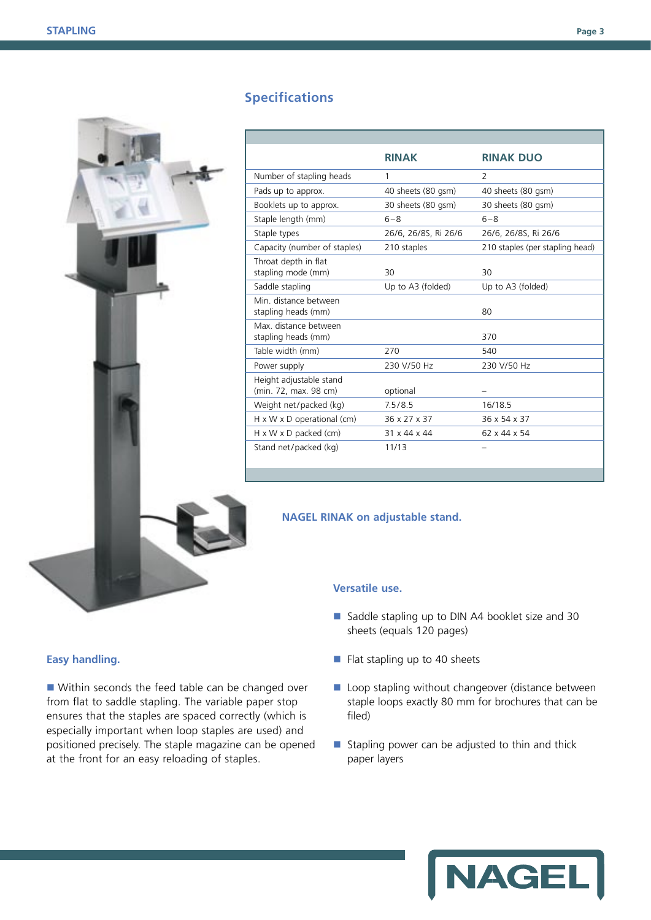## Specifications

| | RINAK | RINAK DUO |
|---|---|---|
| Number of stapling heads | 1 | 2 |
| Pads up to approx. | 40 sheets (80 gsm) | 40 sheets (80 gsm) |
| Booklets up to approx. | 30 sheets (80 gsm) | 30 sheets (80 gsm) |
| Staple length (mm) | 6–8 | 6–8 |
| Staple types | 26/6, 26/8S, Ri 26/6 | 26/6, 26/8S, Ri 26/6 |
| Capacity (number of staples) | 210 staples | 210 staples (per stapling head) |
| Throat depth in flat stapling mode (mm) | 30 | 30 |
| Saddle stapling | Up to A3 (folded) | Up to A3 (folded) |
| Min. distance between stapling heads (mm) | | 80 |
| Max. distance between stapling heads (mm) | | 370 |
| Table width (mm) | 270 | 540 |
| Power supply | 230 V/50 Hz | 230 V/50 Hz |
| Height adjustable stand (min. 72, max. 98 cm) | optional | – |
| Weight net/packed (kg) | 7.5/8.5 | 16/18.5 |
| H x W x D operational (cm) | 36 x 27 x 37 | 36 x 54 x 37 |
| H x W x D packed (cm) | 31 x 44 x 44 | 62 x 44 x 54 |
| Stand net/packed (kg) | 11/13 | – |

**NAGEL RINAK on adjustable stand.**

### Easy handling.

Within seconds the feed table can be changed over from flat to saddle stapling. The variable paper stop ensures that the staples are spaced correctly (which is especially important when loop staples are used) and positioned precisely. The staple magazine can be opened at the front for an easy reloading of staples.

### Versatile use.

- Saddle stapling up to DIN A4 booklet size and 30 sheets (equals 120 pages)
- Flat stapling up to 40 sheets
- Loop stapling without changeover (distance between staple loops exactly 80 mm for brochures that can be filed)
- Stapling power can be adjusted to thin and thick paper layers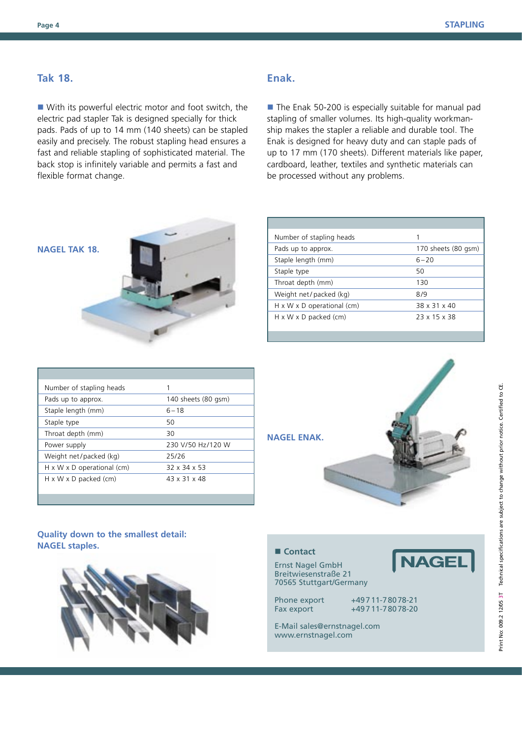## Tak 18.

■ With its powerful electric motor and foot switch, the electric pad stapler Tak is designed specially for thick pads. Pads of up to 14 mm (140 sheets) can be stapled easily and precisely. The robust stapling head ensures a fast and reliable stapling of sophisticated material. The back stop is infinitely variable and permits a fast and flexible format change.

**NAGEL TAK 18.**

| | |
|---|---|
| Number of stapling heads | 1 |
| Pads up to approx. | 140 sheets (80 gsm) |
| Staple length (mm) | 6 – 18 |
| Staple type | 50 |
| Throat depth (mm) | 30 |
| Power supply | 230 V/50 Hz/120 W |
| Weight net/packed (kg) | 25/26 |
| H x W x D operational (cm) | 32 x 34 x 53 |
| H x W x D packed (cm) | 43 x 31 x 48 |

## Enak.

■ The Enak 50-200 is especially suitable for manual pad stapling of smaller volumes. Its high-quality workmanship makes the stapler a reliable and durable tool. The Enak is designed for heavy duty and can staple pads of up to 17 mm (170 sheets). Different materials like paper, cardboard, leather, textiles and synthetic materials can be processed without any problems.

| | |
|---|---|
| Number of stapling heads | 1 |
| Pads up to approx. | 170 sheets (80 gsm) |
| Staple length (mm) | 6 – 20 |
| Staple type | 50 |
| Throat depth (mm) | 130 |
| Weight net/ packed (kg) | 8/9 |
| H x W x D operational (cm) | 38 x 31 x 40 |
| H x W x D packed (cm) | 23 x 15 x 38 |

**NAGEL ENAK.**

**Quality down to the smallest detail: NAGEL staples.**

■ **Contact**

NAGEL

Ernst Nagel GmbH
Breitwiesenstraße 21
70565 Stuttgart/Germany

Phone export +49 711-7 80 78-21
Fax export +49 711-7 80 78-20

E-Mail sales@ernstnagel.com
www.ernstnagel.com

Print No: 009.2 12/05 3T Technical specifications are subject to change without prior notice. Certified to CE.